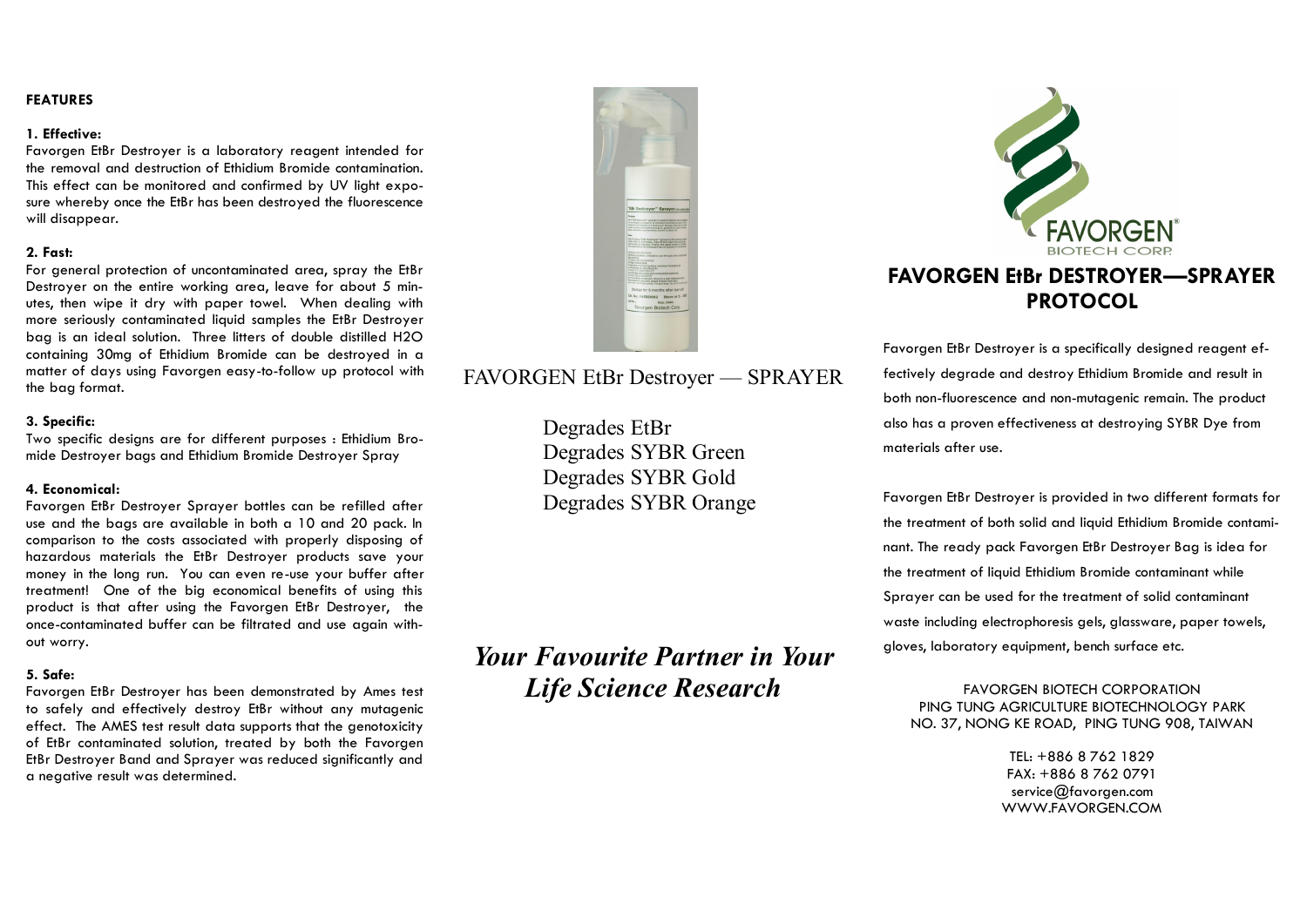## FEATURES

**1. Effective:**
Favorgen EtBr Destroyer is a laboratory reagent intended for the removal and destruction of Ethidium Bromide contamination. This effect can be monitored and confirmed by UV light exposure whereby once the EtBr has been destroyed the fluorescence will disappear.

**2. Fast:**
For general protection of uncontaminated area, spray the EtBr Destroyer on the entire working area, leave for about 5 minutes, then wipe it dry with paper towel. When dealing with more seriously contaminated liquid samples the EtBr Destroyer bag is an ideal solution. Three litters of double distilled $H_2O$ containing 30mg of Ethidium Bromide can be destroyed in a matter of days using Favorgen easy-to-follow up protocol with the bag format.

**3. Specific:**
Two specific designs are for different purposes : Ethidium Bromide Destroyer bags and Ethidium Bromide Destroyer Spray

**4. Economical:**
Favorgen EtBr Destroyer Sprayer bottles can be refilled after use and the bags are available in both a 10 and 20 pack. In comparison to the costs associated with properly disposing of hazardous materials the EtBr Destroyer products save your money in the long run. You can even re-use your buffer after treatment! One of the big economical benefits of using this product is that after using the Favorgen EtBr Destroyer, the once-contaminated buffer can be filtrated and use again without worry.

**5. Safe:**
Favorgen EtBr Destroyer has been demonstrated by Ames test to safely and effectively destroy EtBr without any mutagenic effect. The AMES test result data supports that the genotoxicity of EtBr contaminated solution, treated by both the Favorgen EtBr Destroyer Band and Sprayer was reduced significantly and a negative result was determined.

FAVORGEN EtBr Destroyer — SPRAYER

Degrades EtBr
Degrades SYBR Green
Degrades SYBR Gold
Degrades SYBR Orange

***Your Favourite Partner in Your Life Science Research***

FAVORGEN BIOTECH CORP.

# FAVORGEN EtBr DESTROYER—SPRAYER PROTOCOL

Favorgen EtBr Destroyer is a specifically designed reagent effectively degrade and destroy Ethidium Bromide and result in both non-fluorescence and non-mutagenic remain. The product also has a proven effectiveness at destroying SYBR Dye from materials after use.

Favorgen EtBr Destroyer is provided in two different formats for the treatment of both solid and liquid Ethidium Bromide contaminant. The ready pack Favorgen EtBr Destroyer Bag is idea for the treatment of liquid Ethidium Bromide contaminant while Sprayer can be used for the treatment of solid contaminant waste including electrophoresis gels, glassware, paper towels, gloves, laboratory equipment, bench surface etc.

FAVORGEN BIOTECH CORPORATION
PING TUNG AGRICULTURE BIOTECHNOLOGY PARK
NO. 37, NONG KE ROAD, PING TUNG 908, TAIWAN

TEL: +886 8 762 1829
FAX: +886 8 762 0791
service@favorgen.com
WWW.FAVORGEN.COM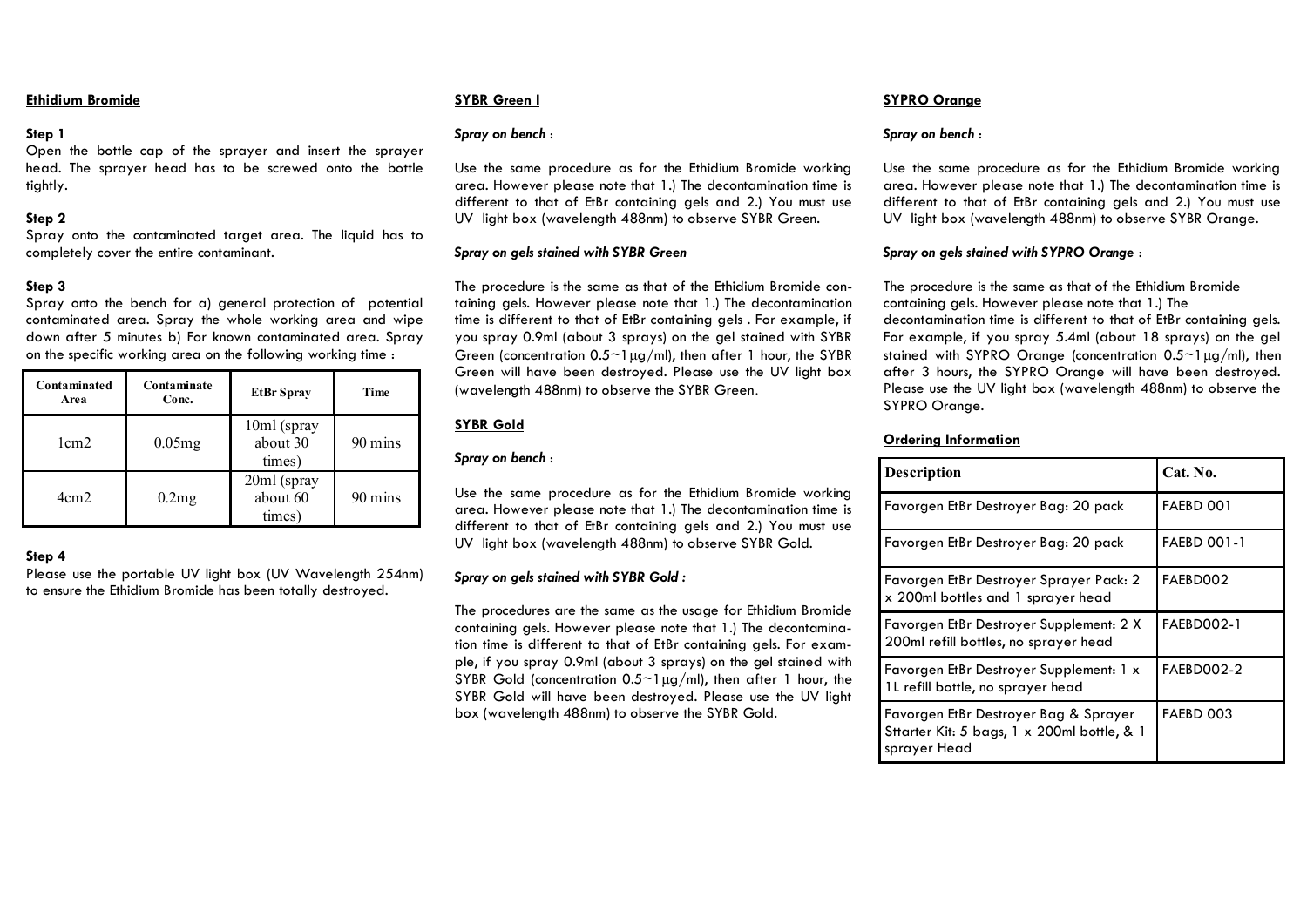### Ethidium Bromide

**Step 1**

Open the bottle cap of the sprayer and insert the sprayer head. The sprayer head has to be screwed onto the bottle tightly.

**Step 2**

Spray onto the contaminated target area. The liquid has to completely cover the entire contaminant.

**Step 3**

Spray onto the bench for a) general protection of potential contaminated area. Spray the whole working area and wipe down after 5 minutes b) For known contaminated area. Spray on the specific working area on the following working time :

| Contaminated Area | Contaminate Conc. | EtBr Spray | Time |
|---|---|---|---|
| 1cm2 | 0.05mg | 10ml (spray about 30 times) | 90 mins |
| 4cm2 | 0.2mg | 20ml (spray about 60 times) | 90 mins |

**Step 4**

Please use the portable UV light box (UV Wavelength 254nm) to ensure the Ethidium Bromide has been totally destroyed.

### SYBR Green I

***Spray on bench*** **:**

Use the same procedure as for the Ethidium Bromide working area. However please note that 1.) The decontamination time is different to that of EtBr containing gels and 2.) You must use UV light box (wavelength 488nm) to observe SYBR Green.

***Spray on gels stained with SYBR Green***

The procedure is the same as that of the Ethidium Bromide containing gels. However please note that 1.) The decontamination time is different to that of EtBr containing gels . For example, if you spray 0.9ml (about 3 sprays) on the gel stained with SYBR Green (concentration 0.5~1μg/ml), then after 1 hour, the SYBR Green will have been destroyed. Please use the UV light box (wavelength 488nm) to observe the SYBR Green.

### SYBR Gold

***Spray on bench*** **:**

Use the same procedure as for the Ethidium Bromide working area. However please note that 1.) The decontamination time is different to that of EtBr containing gels and 2.) You must use UV light box (wavelength 488nm) to observe SYBR Gold.

***Spray on gels stained with SYBR Gold :***

The procedures are the same as the usage for Ethidium Bromide containing gels. However please note that 1.) The decontamination time is different to that of EtBr containing gels. For example, if you spray 0.9ml (about 3 sprays) on the gel stained with SYBR Gold (concentration 0.5~1μg/ml), then after 1 hour, the SYBR Gold will have been destroyed. Please use the UV light box (wavelength 488nm) to observe the SYBR Gold.

### SYPRO Orange

***Spray on bench*** **:**

Use the same procedure as for the Ethidium Bromide working area. However please note that 1.) The decontamination time is different to that of EtBr containing gels and 2.) You must use UV light box (wavelength 488nm) to observe SYBR Orange.

***Spray on gels stained with SYPRO Orange*** **:**

The procedure is the same as that of the Ethidium Bromide containing gels. However please note that 1.) The decontamination time is different to that of EtBr containing gels. For example, if you spray 5.4ml (about 18 sprays) on the gel stained with SYPRO Orange (concentration 0.5~1μg/ml), then after 3 hours, the SYPRO Orange will have been destroyed. Please use the UV light box (wavelength 488nm) to observe the SYPRO Orange.

### Ordering Information

| Description | Cat. No. |
|---|---|
| Favorgen EtBr Destroyer Bag: 20 pack | FAEBD 001 |
| Favorgen EtBr Destroyer Bag: 20 pack | FAEBD 001-1 |
| Favorgen EtBr Destroyer Sprayer Pack: 2 x 200ml bottles and 1 sprayer head | FAEBD002 |
| Favorgen EtBr Destroyer Supplement: 2 X 200ml refill bottles, no sprayer head | FAEBD002-1 |
| Favorgen EtBr Destroyer Supplement: 1 x 1L refill bottle, no sprayer head | FAEBD002-2 |
| Favorgen EtBr Destroyer Bag & Sprayer Sttarter Kit: 5 bags, 1 x 200ml bottle, & 1 sprayer Head | FAEBD 003 |